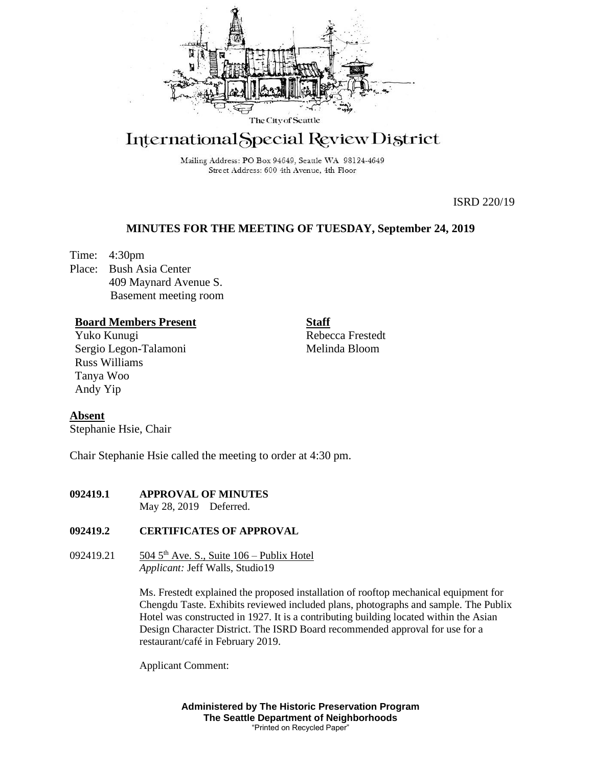The City of Seattle

# International Special Review District

Mailing Address: PO Box 94649, Seattle WA 98124-4649
Street Address: 600 4th Avenue, 4th Floor

ISRD 220/19

## MINUTES FOR THE MEETING OF TUESDAY, September 24, 2019

Time: 4:30pm
Place: Bush Asia Center
409 Maynard Avenue S.
Basement meeting room

**Board Members Present**
Yuko Kunugi
Sergio Legon-Talamoni
Russ Williams
Tanya Woo
Andy Yip

**Staff**
Rebecca Frestedt
Melinda Bloom

**Absent**
Stephanie Hsie, Chair

Chair Stephanie Hsie called the meeting to order at 4:30 pm.

**092419.1 APPROVAL OF MINUTES**
May 28, 2019 Deferred.

**092419.2 CERTIFICATES OF APPROVAL**

092419.21 504 5th Ave. S., Suite 106 – Publix Hotel
*Applicant:* Jeff Walls, Studio19

Ms. Frestedt explained the proposed installation of rooftop mechanical equipment for Chengdu Taste. Exhibits reviewed included plans, photographs and sample. The Publix Hotel was constructed in 1927. It is a contributing building located within the Asian Design Character District. The ISRD Board recommended approval for use for a restaurant/café in February 2019.

Applicant Comment:

**Administered by The Historic Preservation Program**
**The Seattle Department of Neighborhoods**
"Printed on Recycled Paper"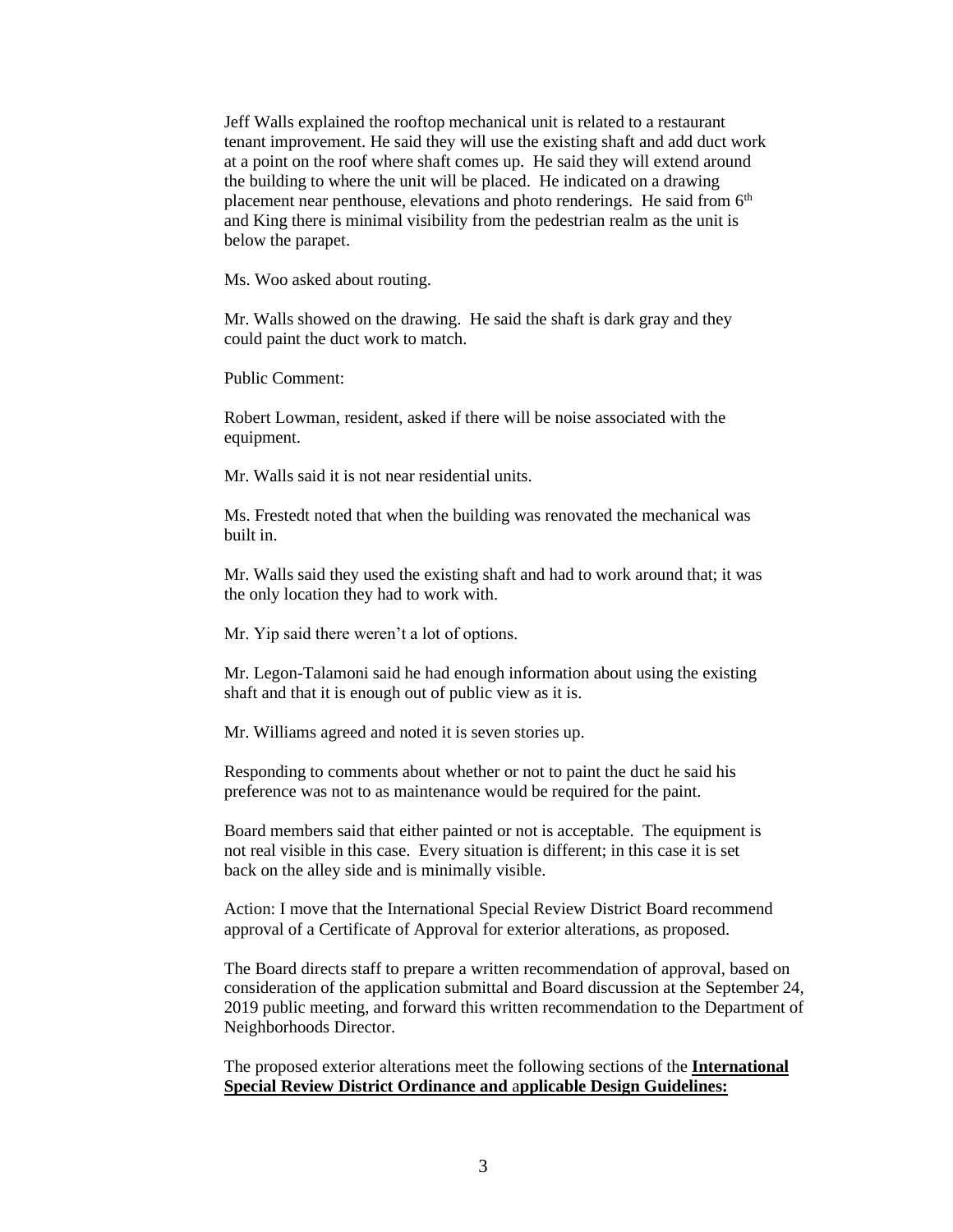Jeff Walls explained the rooftop mechanical unit is related to a restaurant tenant improvement. He said they will use the existing shaft and add duct work at a point on the roof where shaft comes up. He said they will extend around the building to where the unit will be placed. He indicated on a drawing placement near penthouse, elevations and photo renderings. He said from 6th and King there is minimal visibility from the pedestrian realm as the unit is below the parapet.

Ms. Woo asked about routing.

Mr. Walls showed on the drawing. He said the shaft is dark gray and they could paint the duct work to match.

Public Comment:

Robert Lowman, resident, asked if there will be noise associated with the equipment.

Mr. Walls said it is not near residential units.

Ms. Frestedt noted that when the building was renovated the mechanical was built in.

Mr. Walls said they used the existing shaft and had to work around that; it was the only location they had to work with.

Mr. Yip said there weren't a lot of options.

Mr. Legon-Talamoni said he had enough information about using the existing shaft and that it is enough out of public view as it is.

Mr. Williams agreed and noted it is seven stories up.

Responding to comments about whether or not to paint the duct he said his preference was not to as maintenance would be required for the paint.

Board members said that either painted or not is acceptable. The equipment is not real visible in this case. Every situation is different; in this case it is set back on the alley side and is minimally visible.

Action: I move that the International Special Review District Board recommend approval of a Certificate of Approval for exterior alterations, as proposed.

The Board directs staff to prepare a written recommendation of approval, based on consideration of the application submittal and Board discussion at the September 24, 2019 public meeting, and forward this written recommendation to the Department of Neighborhoods Director.

The proposed exterior alterations meet the following sections of the **International Special Review District Ordinance and applicable Design Guidelines:**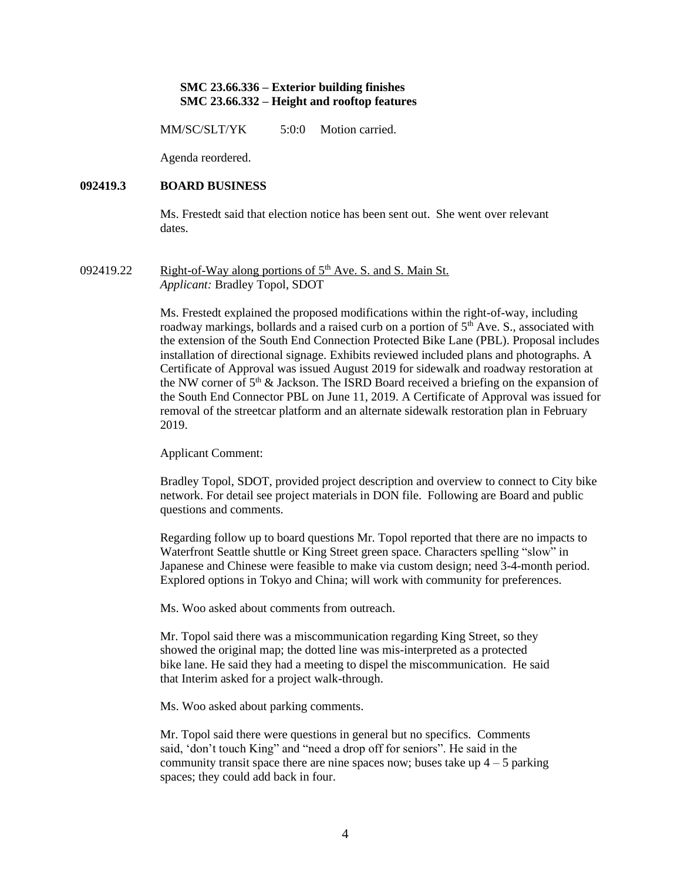**SMC 23.66.336 – Exterior building finishes**
**SMC 23.66.332 – Height and rooftop features**

MM/SC/SLT/YK 5:0:0 Motion carried.

Agenda reordered.

**092419.3 BOARD BUSINESS**

Ms. Frestedt said that election notice has been sent out. She went over relevant dates.

092419.22 Right-of-Way along portions of 5th Ave. S. and S. Main St.
*Applicant:* Bradley Topol, SDOT

Ms. Frestedt explained the proposed modifications within the right-of-way, including roadway markings, bollards and a raised curb on a portion of 5th Ave. S., associated with the extension of the South End Connection Protected Bike Lane (PBL). Proposal includes installation of directional signage. Exhibits reviewed included plans and photographs. A Certificate of Approval was issued August 2019 for sidewalk and roadway restoration at the NW corner of 5th & Jackson. The ISRD Board received a briefing on the expansion of the South End Connector PBL on June 11, 2019. A Certificate of Approval was issued for removal of the streetcar platform and an alternate sidewalk restoration plan in February 2019.

Applicant Comment:

Bradley Topol, SDOT, provided project description and overview to connect to City bike network. For detail see project materials in DON file. Following are Board and public questions and comments.

Regarding follow up to board questions Mr. Topol reported that there are no impacts to Waterfront Seattle shuttle or King Street green space. Characters spelling "slow" in Japanese and Chinese were feasible to make via custom design; need 3-4-month period. Explored options in Tokyo and China; will work with community for preferences.

Ms. Woo asked about comments from outreach.

Mr. Topol said there was a miscommunication regarding King Street, so they showed the original map; the dotted line was mis-interpreted as a protected bike lane. He said they had a meeting to dispel the miscommunication. He said that Interim asked for a project walk-through.

Ms. Woo asked about parking comments.

Mr. Topol said there were questions in general but no specifics. Comments said, 'don't touch King" and "need a drop off for seniors". He said in the community transit space there are nine spaces now; buses take up 4 – 5 parking spaces; they could add back in four.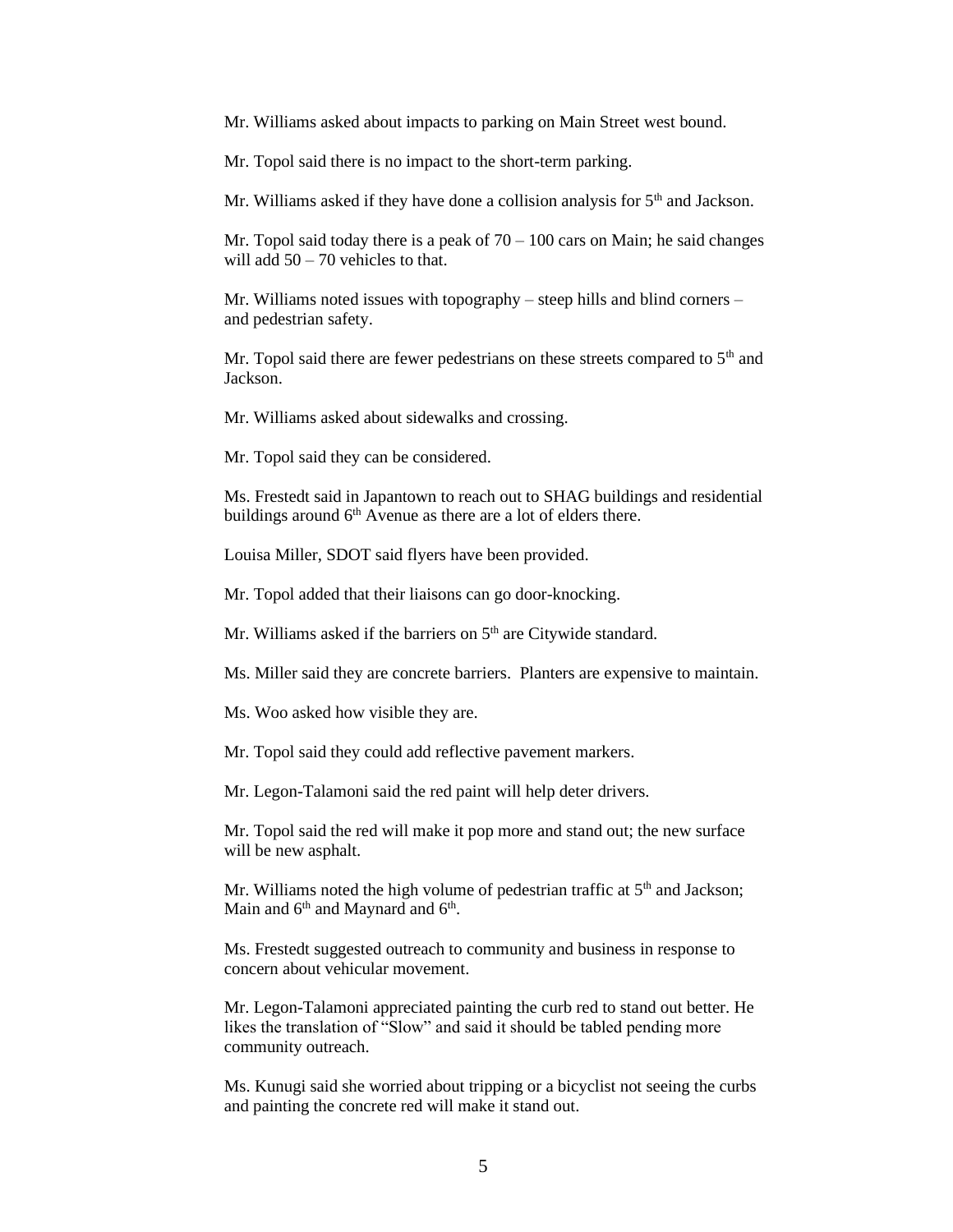Mr. Williams asked about impacts to parking on Main Street west bound.

Mr. Topol said there is no impact to the short-term parking.

Mr. Williams asked if they have done a collision analysis for 5th and Jackson.

Mr. Topol said today there is a peak of 70 – 100 cars on Main; he said changes will add 50 – 70 vehicles to that.

Mr. Williams noted issues with topography – steep hills and blind corners – and pedestrian safety.

Mr. Topol said there are fewer pedestrians on these streets compared to 5th and Jackson.

Mr. Williams asked about sidewalks and crossing.

Mr. Topol said they can be considered.

Ms. Frestedt said in Japantown to reach out to SHAG buildings and residential buildings around 6th Avenue as there are a lot of elders there.

Louisa Miller, SDOT said flyers have been provided.

Mr. Topol added that their liaisons can go door-knocking.

Mr. Williams asked if the barriers on 5th are Citywide standard.

Ms. Miller said they are concrete barriers. Planters are expensive to maintain.

Ms. Woo asked how visible they are.

Mr. Topol said they could add reflective pavement markers.

Mr. Legon-Talamoni said the red paint will help deter drivers.

Mr. Topol said the red will make it pop more and stand out; the new surface will be new asphalt.

Mr. Williams noted the high volume of pedestrian traffic at 5th and Jackson; Main and 6th and Maynard and 6th.

Ms. Frestedt suggested outreach to community and business in response to concern about vehicular movement.

Mr. Legon-Talamoni appreciated painting the curb red to stand out better. He likes the translation of "Slow" and said it should be tabled pending more community outreach.

Ms. Kunugi said she worried about tripping or a bicyclist not seeing the curbs and painting the concrete red will make it stand out.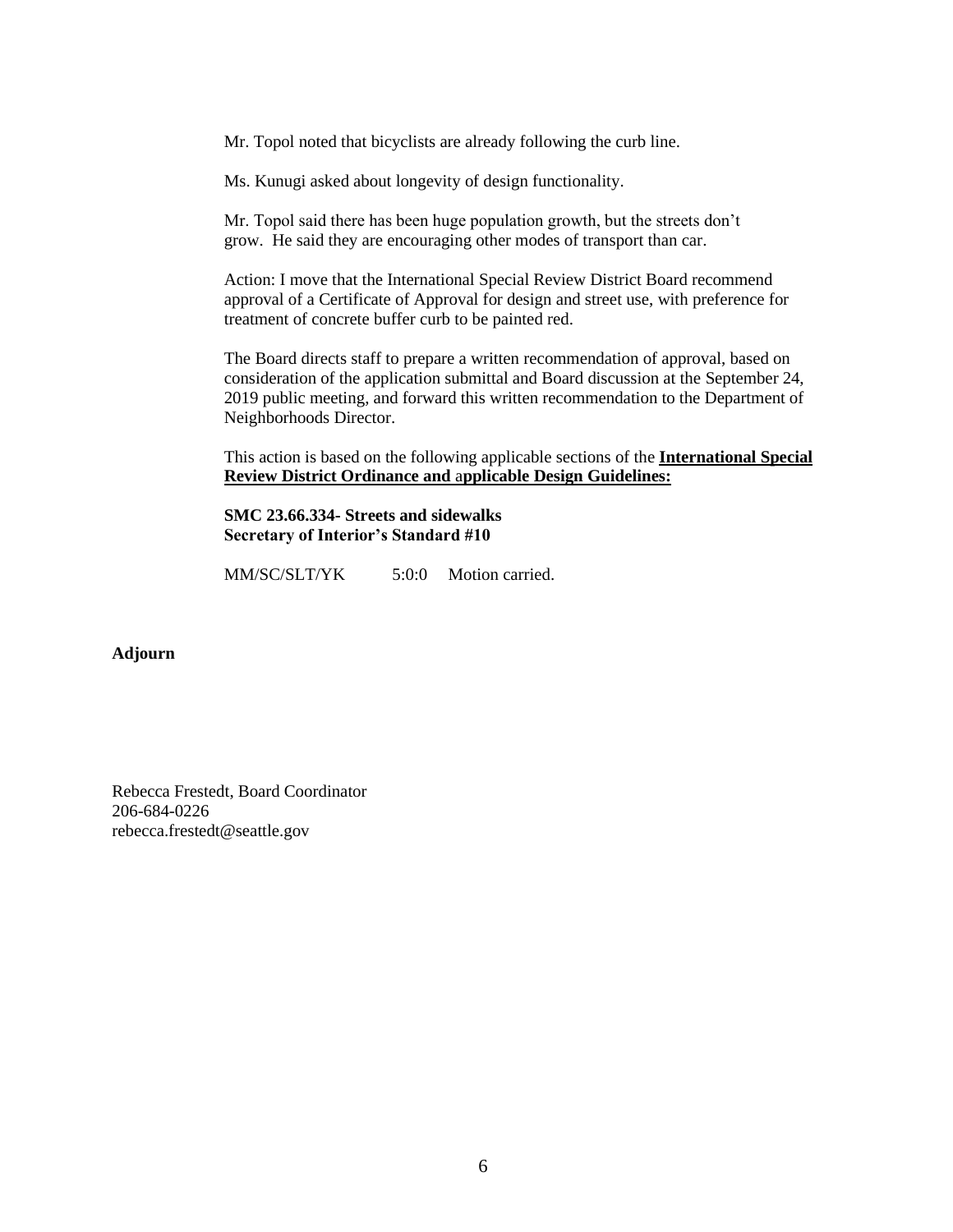Mr. Topol noted that bicyclists are already following the curb line.

Ms. Kunugi asked about longevity of design functionality.

Mr. Topol said there has been huge population growth, but the streets don't grow. He said they are encouraging other modes of transport than car.

Action: I move that the International Special Review District Board recommend approval of a Certificate of Approval for design and street use, with preference for treatment of concrete buffer curb to be painted red.

The Board directs staff to prepare a written recommendation of approval, based on consideration of the application submittal and Board discussion at the September 24, 2019 public meeting, and forward this written recommendation to the Department of Neighborhoods Director.

This action is based on the following applicable sections of the **International Special Review District Ordinance and applicable Design Guidelines:**

**SMC 23.66.334- Streets and sidewalks**
**Secretary of Interior's Standard #10**

MM/SC/SLT/YK 5:0:0 Motion carried.

**Adjourn**

Rebecca Frestedt, Board Coordinator
206-684-0226
rebecca.frestedt@seattle.gov